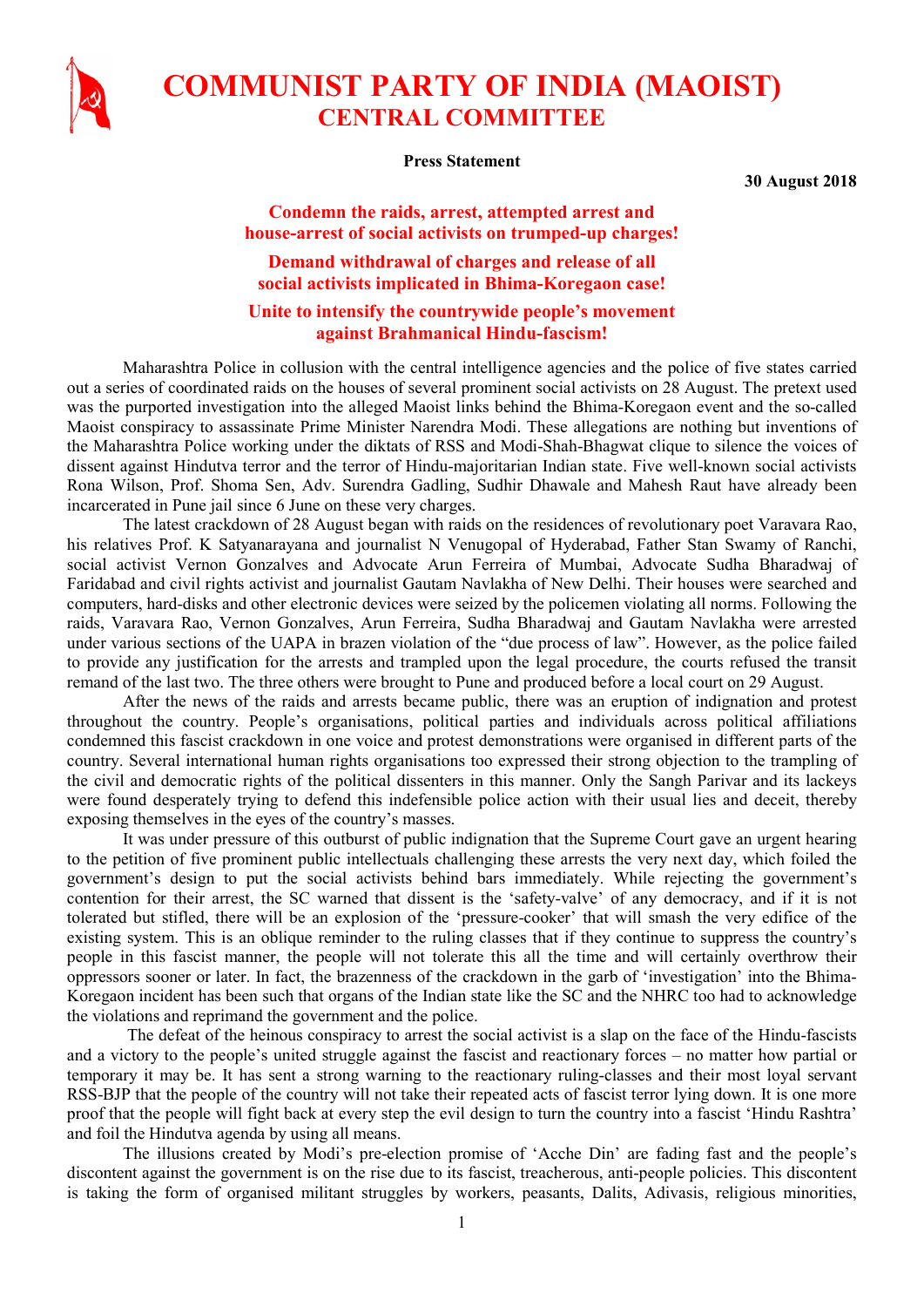# COMMUNIST PARTY OF INDIA (MAOIST)
## CENTRAL COMMITTEE

**Press Statement**

**30 August 2018**

### Condemn the raids, arrest, attempted arrest and house-arrest of social activists on trumped-up charges!

### Demand withdrawal of charges and release of all social activists implicated in Bhima-Koregaon case!

### Unite to intensify the countrywide people's movement against Brahmanical Hindu-fascism!

Maharashtra Police in collusion with the central intelligence agencies and the police of five states carried out a series of coordinated raids on the houses of several prominent social activists on 28 August. The pretext used was the purported investigation into the alleged Maoist links behind the Bhima-Koregaon event and the so-called Maoist conspiracy to assassinate Prime Minister Narendra Modi. These allegations are nothing but inventions of the Maharashtra Police working under the diktats of RSS and Modi-Shah-Bhagwat clique to silence the voices of dissent against Hindutva terror and the terror of Hindu-majoritarian Indian state. Five well-known social activists Rona Wilson, Prof. Shoma Sen, Adv. Surendra Gadling, Sudhir Dhawale and Mahesh Raut have already been incarcerated in Pune jail since 6 June on these very charges.

The latest crackdown of 28 August began with raids on the residences of revolutionary poet Varavara Rao, his relatives Prof. K Satyanarayana and journalist N Venugopal of Hyderabad, Father Stan Swamy of Ranchi, social activist Vernon Gonzalves and Advocate Arun Ferreira of Mumbai, Advocate Sudha Bharadwaj of Faridabad and civil rights activist and journalist Gautam Navlakha of New Delhi. Their houses were searched and computers, hard-disks and other electronic devices were seized by the policemen violating all norms. Following the raids, Varavara Rao, Vernon Gonzalves, Arun Ferreira, Sudha Bharadwaj and Gautam Navlakha were arrested under various sections of the UAPA in brazen violation of the "due process of law". However, as the police failed to provide any justification for the arrests and trampled upon the legal procedure, the courts refused the transit remand of the last two. The three others were brought to Pune and produced before a local court on 29 August.

After the news of the raids and arrests became public, there was an eruption of indignation and protest throughout the country. People's organisations, political parties and individuals across political affiliations condemned this fascist crackdown in one voice and protest demonstrations were organised in different parts of the country. Several international human rights organisations too expressed their strong objection to the trampling of the civil and democratic rights of the political dissenters in this manner. Only the Sangh Parivar and its lackeys were found desperately trying to defend this indefensible police action with their usual lies and deceit, thereby exposing themselves in the eyes of the country's masses.

It was under pressure of this outburst of public indignation that the Supreme Court gave an urgent hearing to the petition of five prominent public intellectuals challenging these arrests the very next day, which foiled the government's design to put the social activists behind bars immediately. While rejecting the government's contention for their arrest, the SC warned that dissent is the 'safety-valve' of any democracy, and if it is not tolerated but stifled, there will be an explosion of the 'pressure-cooker' that will smash the very edifice of the existing system. This is an oblique reminder to the ruling classes that if they continue to suppress the country's people in this fascist manner, the people will not tolerate this all the time and will certainly overthrow their oppressors sooner or later. In fact, the brazenness of the crackdown in the garb of 'investigation' into the Bhima-Koregaon incident has been such that organs of the Indian state like the SC and the NHRC too had to acknowledge the violations and reprimand the government and the police.

The defeat of the heinous conspiracy to arrest the social activist is a slap on the face of the Hindu-fascists and a victory to the people's united struggle against the fascist and reactionary forces – no matter how partial or temporary it may be. It has sent a strong warning to the reactionary ruling-classes and their most loyal servant RSS-BJP that the people of the country will not take their repeated acts of fascist terror lying down. It is one more proof that the people will fight back at every step the evil design to turn the country into a fascist 'Hindu Rashtra' and foil the Hindutva agenda by using all means.

The illusions created by Modi's pre-election promise of 'Acche Din' are fading fast and the people's discontent against the government is on the rise due to its fascist, treacherous, anti-people policies. This discontent is taking the form of organised militant struggles by workers, peasants, Dalits, Adivasis, religious minorities,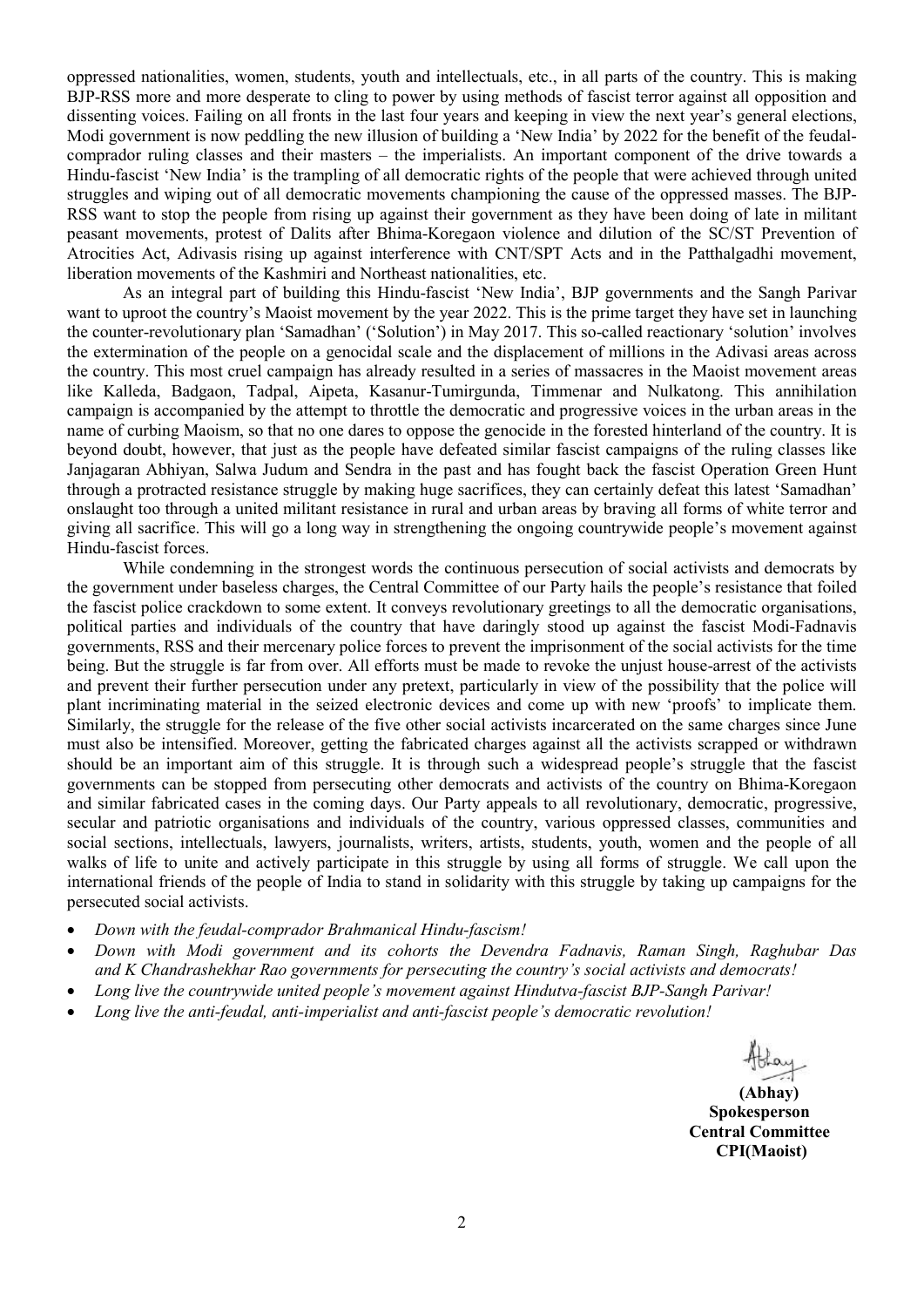oppressed nationalities, women, students, youth and intellectuals, etc., in all parts of the country. This is making BJP-RSS more and more desperate to cling to power by using methods of fascist terror against all opposition and dissenting voices. Failing on all fronts in the last four years and keeping in view the next year's general elections, Modi government is now peddling the new illusion of building a 'New India' by 2022 for the benefit of the feudal-comprador ruling classes and their masters – the imperialists. An important component of the drive towards a Hindu-fascist 'New India' is the trampling of all democratic rights of the people that were achieved through united struggles and wiping out of all democratic movements championing the cause of the oppressed masses. The BJP-RSS want to stop the people from rising up against their government as they have been doing of late in militant peasant movements, protest of Dalits after Bhima-Koregaon violence and dilution of the SC/ST Prevention of Atrocities Act, Adivasis rising up against interference with CNT/SPT Acts and in the Patthalgadhi movement, liberation movements of the Kashmiri and Northeast nationalities, etc.

As an integral part of building this Hindu-fascist 'New India', BJP governments and the Sangh Parivar want to uproot the country's Maoist movement by the year 2022. This is the prime target they have set in launching the counter-revolutionary plan 'Samadhan' ('Solution') in May 2017. This so-called reactionary 'solution' involves the extermination of the people on a genocidal scale and the displacement of millions in the Adivasi areas across the country. This most cruel campaign has already resulted in a series of massacres in the Maoist movement areas like Kalleda, Badgaon, Tadpal, Aipeta, Kasanur-Tumirgunda, Timmenar and Nulkatong. This annihilation campaign is accompanied by the attempt to throttle the democratic and progressive voices in the urban areas in the name of curbing Maoism, so that no one dares to oppose the genocide in the forested hinterland of the country. It is beyond doubt, however, that just as the people have defeated similar fascist campaigns of the ruling classes like Janjagaran Abhiyan, Salwa Judum and Sendra in the past and has fought back the fascist Operation Green Hunt through a protracted resistance struggle by making huge sacrifices, they can certainly defeat this latest 'Samadhan' onslaught too through a united militant resistance in rural and urban areas by braving all forms of white terror and giving all sacrifice. This will go a long way in strengthening the ongoing countrywide people's movement against Hindu-fascist forces.

While condemning in the strongest words the continuous persecution of social activists and democrats by the government under baseless charges, the Central Committee of our Party hails the people's resistance that foiled the fascist police crackdown to some extent. It conveys revolutionary greetings to all the democratic organisations, political parties and individuals of the country that have daringly stood up against the fascist Modi-Fadnavis governments, RSS and their mercenary police forces to prevent the imprisonment of the social activists for the time being. But the struggle is far from over. All efforts must be made to revoke the unjust house-arrest of the activists and prevent their further persecution under any pretext, particularly in view of the possibility that the police will plant incriminating material in the seized electronic devices and come up with new 'proofs' to implicate them. Similarly, the struggle for the release of the five other social activists incarcerated on the same charges since June must also be intensified. Moreover, getting the fabricated charges against all the activists scrapped or withdrawn should be an important aim of this struggle. It is through such a widespread people's struggle that the fascist governments can be stopped from persecuting other democrats and activists of the country on Bhima-Koregaon and similar fabricated cases in the coming days. Our Party appeals to all revolutionary, democratic, progressive, secular and patriotic organisations and individuals of the country, various oppressed classes, communities and social sections, intellectuals, lawyers, journalists, writers, artists, students, youth, women and the people of all walks of life to unite and actively participate in this struggle by using all forms of struggle. We call upon the international friends of the people of India to stand in solidarity with this struggle by taking up campaigns for the persecuted social activists.

- *Down with the feudal-comprador Brahmanical Hindu-fascism!*
- *Down with Modi government and its cohorts the Devendra Fadnavis, Raman Singh, Raghubar Das and K Chandrashekhar Rao governments for persecuting the country's social activists and democrats!*
- *Long live the countrywide united people's movement against Hindutva-fascist BJP-Sangh Parivar!*
- *Long live the anti-feudal, anti-imperialist and anti-fascist people's democratic revolution!*

Abhay

**(Abhay)**
**Spokesperson**
**Central Committee**
**CPI(Maoist)**